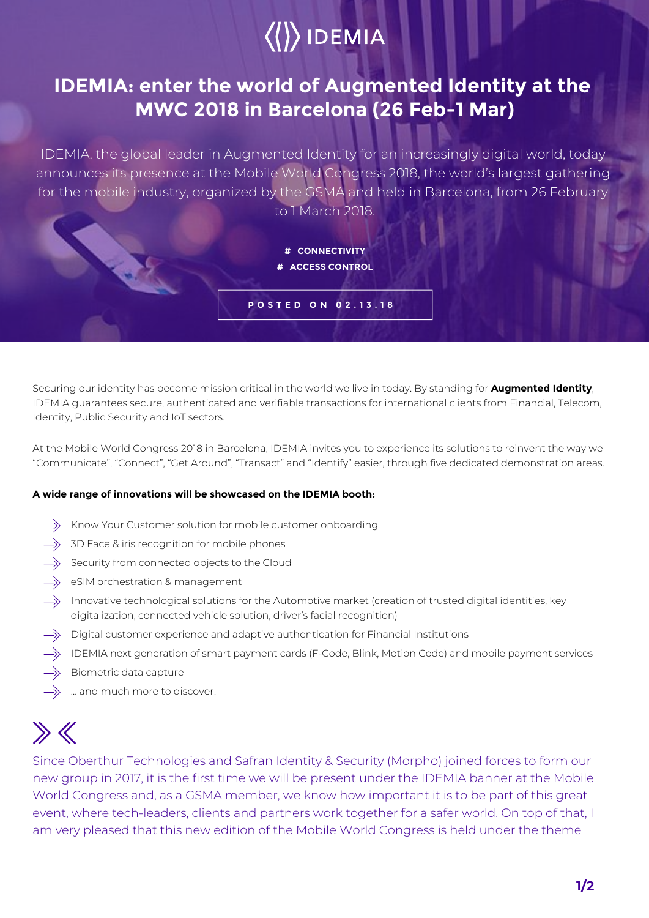IDEMIA

# IDEMIA: enter the world of Augmented Identity at the MWC 2018 in Barcelona (26 Feb-1 Mar)

IDEMIA, the global leader in Augmented Identity for an increasingly digital world, today announces its presence at the Mobile World Congress 2018, the world's largest gathering for the mobile industry, organized by the GSMA and held in Barcelona, from 26 February to 1 March 2018.

# CONNECTIVITY
# ACCESS CONTROL

POSTED ON 02.13.18

Securing our identity has become mission critical in the world we live in today. By standing for **Augmented Identity**, IDEMIA guarantees secure, authenticated and verifiable transactions for international clients from Financial, Telecom, Identity, Public Security and IoT sectors.

At the Mobile World Congress 2018 in Barcelona, IDEMIA invites you to experience its solutions to reinvent the way we "Communicate", "Connect", "Get Around", "Transact" and "Identify" easier, through five dedicated demonstration areas.

**A wide range of innovations will be showcased on the IDEMIA booth:**

- Know Your Customer solution for mobile customer onboarding
- 3D Face & iris recognition for mobile phones
- Security from connected objects to the Cloud
- eSIM orchestration & management
- Innovative technological solutions for the Automotive market (creation of trusted digital identities, key digitalization, connected vehicle solution, driver's facial recognition)
- Digital customer experience and adaptive authentication for Financial Institutions
- IDEMIA next generation of smart payment cards (F-Code, Blink, Motion Code) and mobile payment services
- Biometric data capture
- ... and much more to discover!

Since Oberthur Technologies and Safran Identity & Security (Morpho) joined forces to form our new group in 2017, it is the first time we will be present under the IDEMIA banner at the Mobile World Congress and, as a GSMA member, we know how important it is to be part of this great event, where tech-leaders, clients and partners work together for a safer world. On top of that, I am very pleased that this new edition of the Mobile World Congress is held under the theme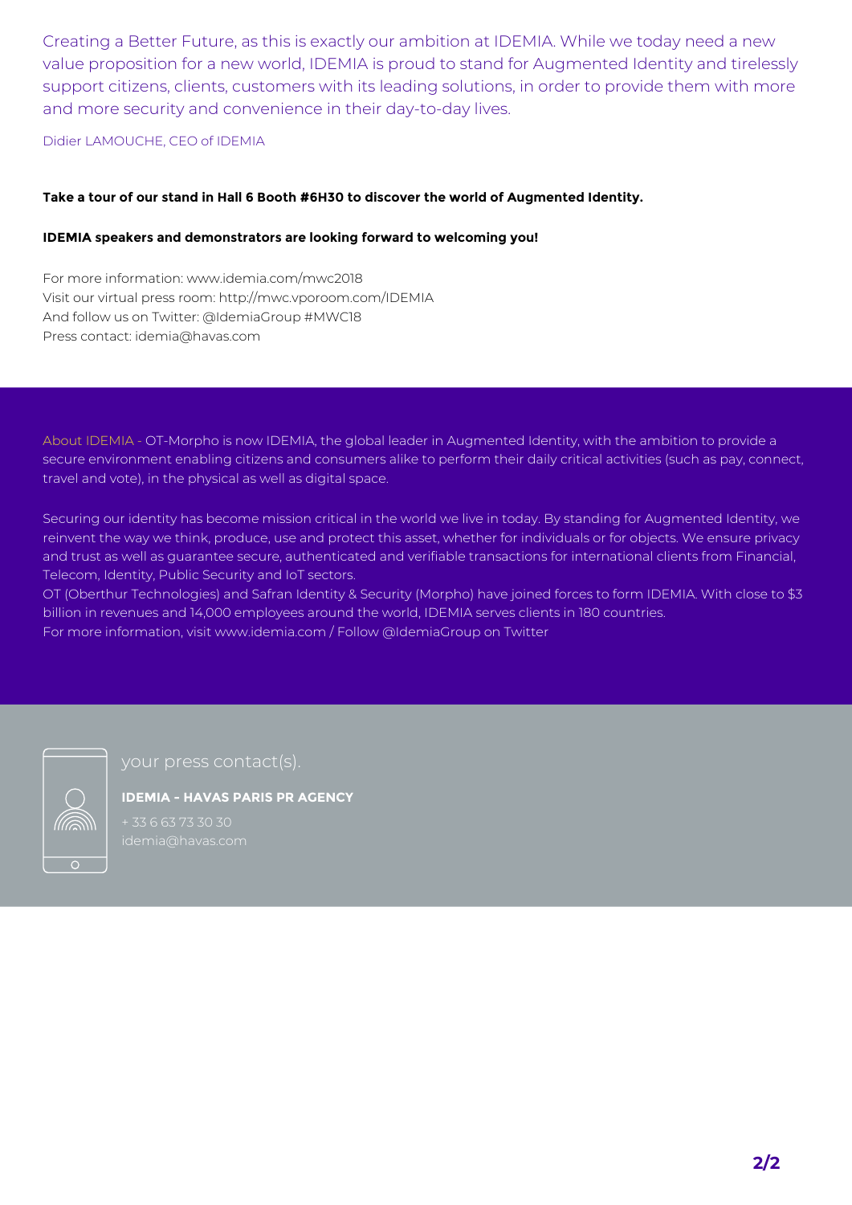Creating a Better Future, as this is exactly our ambition at IDEMIA. While we today need a new value proposition for a new world, IDEMIA is proud to stand for Augmented Identity and tirelessly support citizens, clients, customers with its leading solutions, in order to provide them with more and more security and convenience in their day-to-day lives.

Didier LAMOUCHE, CEO of IDEMIA

**Take a tour of our stand in Hall 6 Booth #6H30 to discover the world of Augmented Identity.**

**IDEMIA speakers and demonstrators are looking forward to welcoming you!**

For more information: www.idemia.com/mwc2018
Visit our virtual press room: http://mwc.vporoom.com/IDEMIA
And follow us on Twitter: @IdemiaGroup #MWC18
Press contact: idemia@havas.com

About IDEMIA - OT-Morpho is now IDEMIA, the global leader in Augmented Identity, with the ambition to provide a secure environment enabling citizens and consumers alike to perform their daily critical activities (such as pay, connect, travel and vote), in the physical as well as digital space.

Securing our identity has become mission critical in the world we live in today. By standing for Augmented Identity, we reinvent the way we think, produce, use and protect this asset, whether for individuals or for objects. We ensure privacy and trust as well as guarantee secure, authenticated and verifiable transactions for international clients from Financial, Telecom, Identity, Public Security and IoT sectors.
OT (Oberthur Technologies) and Safran Identity & Security (Morpho) have joined forces to form IDEMIA. With close to $3 billion in revenues and 14,000 employees around the world, IDEMIA serves clients in 180 countries.
For more information, visit www.idemia.com / Follow @IdemiaGroup on Twitter

your press contact(s).

**IDEMIA - HAVAS PARIS PR AGENCY**

+ 33 6 63 73 30 30
idemia@havas.com